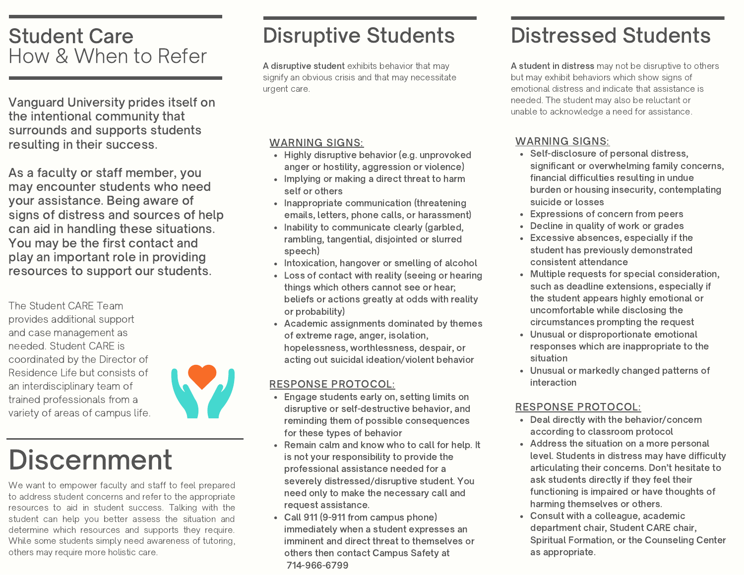# Student Care
## How & When to Refer

Vanguard University prides itself on the intentional community that surrounds and supports students resulting in their success.

As a faculty or staff member, you may encounter students who need your assistance. Being aware of signs of distress and sources of help can aid in handling these situations. You may be the first contact and play an important role in providing resources to support our students.

The Student CARE Team provides additional support and case management as needed. Student CARE is coordinated by the Director of Residence Life but consists of an interdisciplinary team of trained professionals from a variety of areas of campus life.

# Discernment

We want to empower faculty and staff to feel prepared to address student concerns and refer to the appropriate resources to aid in student success. Talking with the student can help you better assess the situation and determine which resources and supports they require. While some students simply need awareness of tutoring, others may require more holistic care.

# Disruptive Students

A **disruptive student** exhibits behavior that may signify an obvious crisis and that may necessitate urgent care.

### WARNING SIGNS:

- Highly disruptive behavior (e.g. unprovoked anger or hostility, aggression or violence)
- Implying or making a direct threat to harm self or others
- Inappropriate communication (threatening emails, letters, phone calls, or harassment)
- Inability to communicate clearly (garbled, rambling, tangential, disjointed or slurred speech)
- Intoxication, hangover or smelling of alcohol
- Loss of contact with reality (seeing or hearing things which others cannot see or hear; beliefs or actions greatly at odds with reality or probability)
- Academic assignments dominated by themes of extreme rage, anger, isolation, hopelessness, worthlessness, despair, or acting out suicidal ideation/violent behavior

### RESPONSE PROTOCOL:

- Engage students early on, setting limits on disruptive or self-destructive behavior, and reminding them of possible consequences for these types of behavior
- Remain calm and know who to call for help. It is not your responsibility to provide the professional assistance needed for a severely distressed/disruptive student. You need only to make the necessary call and request assistance.
- Call 911 (9-911 from campus phone) immediately when a student expresses an imminent and direct threat to themselves or others then contact Campus Safety at 714-966-6799

# Distressed Students

**A student in distress** may not be disruptive to others but may exhibit behaviors which show signs of emotional distress and indicate that assistance is needed. The student may also be reluctant or unable to acknowledge a need for assistance.

### WARNING SIGNS:

- Self-disclosure of personal distress, significant or overwhelming family concerns, financial difficulties resulting in undue burden or housing insecurity, contemplating suicide or losses
- Expressions of concern from peers
- Decline in quality of work or grades
- Excessive absences, especially if the student has previously demonstrated consistent attendance
- Multiple requests for special consideration, such as deadline extensions, especially if the student appears highly emotional or uncomfortable while disclosing the circumstances prompting the request
- Unusual or disproportionate emotional responses which are inappropriate to the situation
- Unusual or markedly changed patterns of interaction

### RESPONSE PROTOCOL:

- Deal directly with the behavior/concern according to classroom protocol
- Address the situation on a more personal level. Students in distress may have difficulty articulating their concerns. Don't hesitate to ask students directly if they feel their functioning is impaired or have thoughts of harming themselves or others.
- Consult with a colleague, academic department chair, Student CARE chair, Spiritual Formation, or the Counseling Center as appropriate.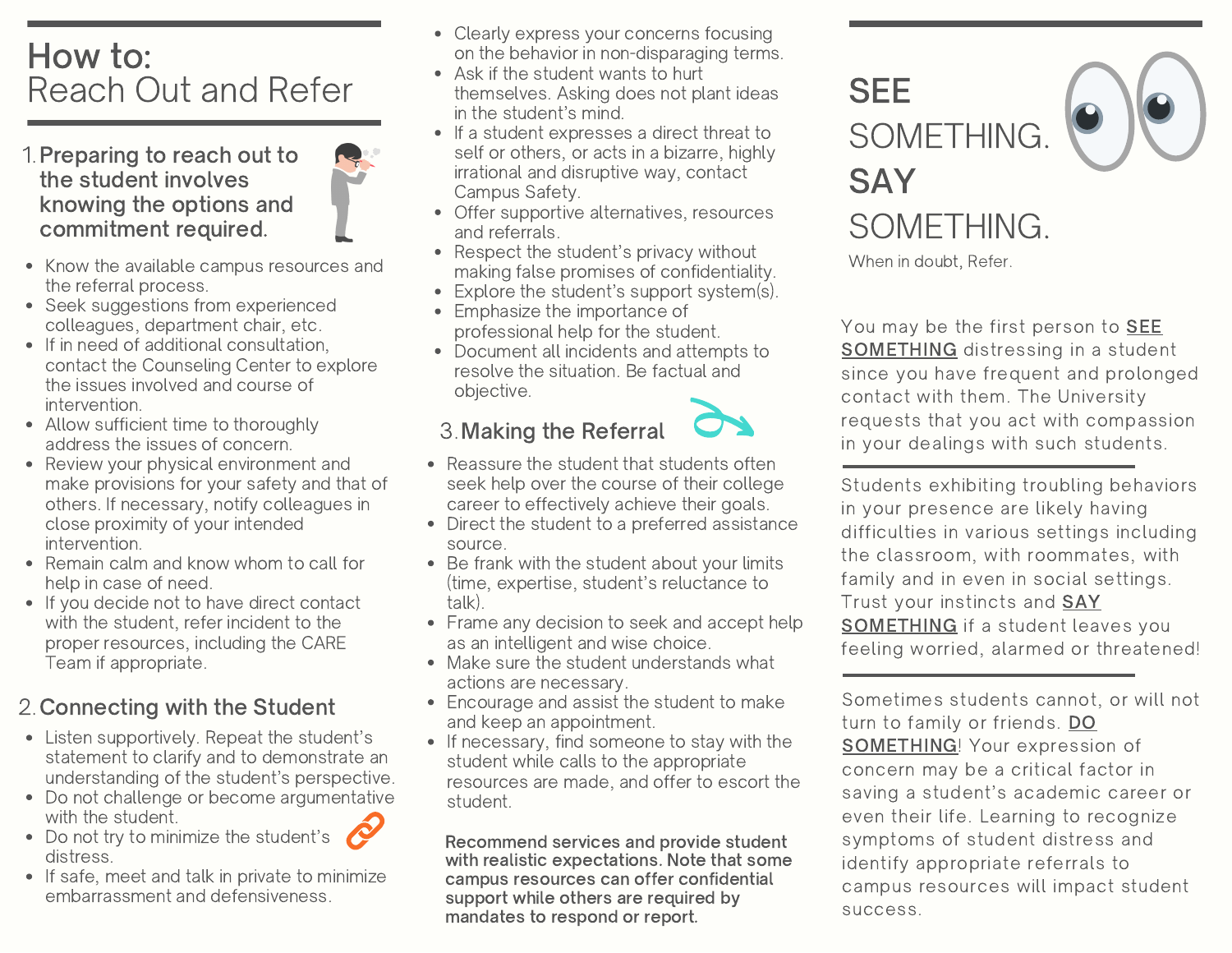# How to:
# Reach Out and Refer

## 1. Preparing to reach out to the student involves knowing the options and commitment required.

- Know the available campus resources and the referral process.
- Seek suggestions from experienced colleagues, department chair, etc.
- If in need of additional consultation, contact the Counseling Center to explore the issues involved and course of intervention.
- Allow sufficient time to thoroughly address the issues of concern.
- Review your physical environment and make provisions for your safety and that of others. If necessary, notify colleagues in close proximity of your intended intervention.
- Remain calm and know whom to call for help in case of need.
- If you decide not to have direct contact with the student, refer incident to the proper resources, including the CARE Team if appropriate.

## 2. Connecting with the Student

- Listen supportively. Repeat the student's statement to clarify and to demonstrate an understanding of the student's perspective.
- Do not challenge or become argumentative with the student.
- Do not try to minimize the student's distress.
- If safe, meet and talk in private to minimize embarrassment and defensiveness.
- Clearly express your concerns focusing on the behavior in non-disparaging terms.
- Ask if the student wants to hurt themselves. Asking does not plant ideas in the student's mind.
- If a student expresses a direct threat to self or others, or acts in a bizarre, highly irrational and disruptive way, contact Campus Safety.
- Offer supportive alternatives, resources and referrals.
- Respect the student's privacy without making false promises of confidentiality.
- Explore the student's support system(s).
- Emphasize the importance of professional help for the student.
- Document all incidents and attempts to resolve the situation. Be factual and objective.

## 3. Making the Referral

- Reassure the student that students often seek help over the course of their college career to effectively achieve their goals.
- Direct the student to a preferred assistance source.
- Be frank with the student about your limits (time, expertise, student's reluctance to talk).
- Frame any decision to seek and accept help as an intelligent and wise choice.
- Make sure the student understands what actions are necessary.
- Encourage and assist the student to make and keep an appointment.
- If necessary, find someone to stay with the student while calls to the appropriate resources are made, and offer to escort the student.

**Recommend services and provide student with realistic expectations. Note that some campus resources can offer confidential support while others are required by mandates to respond or report.**

# **SEE** SOMETHING. **SAY** SOMETHING.

When in doubt, Refer.

You may be the first person to **SEE SOMETHING** distressing in a student since you have frequent and prolonged contact with them. The University requests that you act with compassion in your dealings with such students.

Students exhibiting troubling behaviors in your presence are likely having difficulties in various settings including the classroom, with roommates, with family and in even in social settings. Trust your instincts and **SAY SOMETHING** if a student leaves you feeling worried, alarmed or threatened!

Sometimes students cannot, or will not turn to family or friends. **DO SOMETHING**! Your expression of concern may be a critical factor in saving a student's academic career or even their life. Learning to recognize symptoms of student distress and identify appropriate referrals to campus resources will impact student success.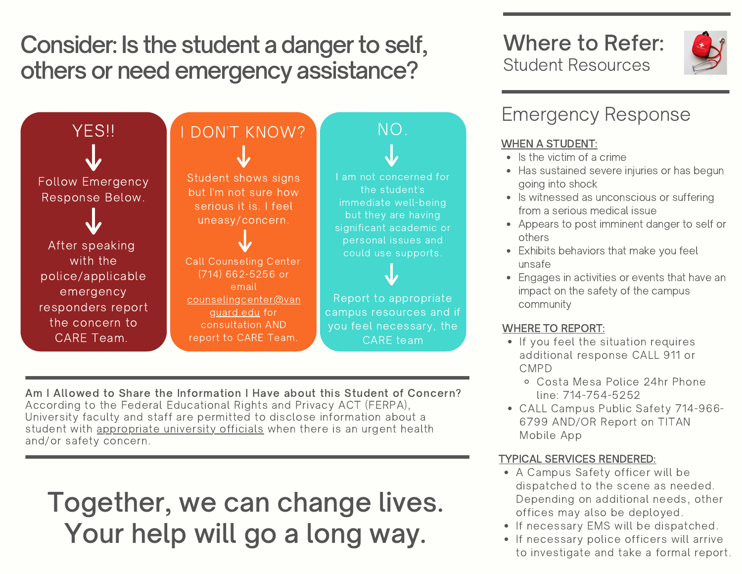# Consider: Is the student a danger to self, others or need emergency assistance?

### YES!!

↓

Follow Emergency Response Below.

↓

After speaking with the police/applicable emergency responders report the concern to CARE Team.

### I DON'T KNOW?

↓

Student shows signs but I'm not sure how serious it is. I feel uneasy/concern.

↓

Call Counseling Center (714) 662-5256 or email counselingcenter@vanguard.edu for consultation AND report to CARE Team.

### NO.

↓

I am not concerned for the student's immediate well-being but they are having significant academic or personal issues and could use supports.

↓

Report to appropriate campus resources and if you feel necessary, the CARE team

---

**Am I Allowed to Share the Information I Have about this Student of Concern?**
According to the Federal Educational Rights and Privacy ACT (FERPA), University faculty and staff are permitted to disclose information about a student with appropriate university officials when there is an urgent health and/or safety concern.

---

## Together, we can change lives. Your help will go a long way.

---

# Where to Refer:
## Student Resources

## Emergency Response

**WHEN A STUDENT:**

- Is the victim of a crime
- Has sustained severe injuries or has begun going into shock
- Is witnessed as unconscious or suffering from a serious medical issue
- Appears to post imminent danger to self or others
- Exhibits behaviors that make you feel unsafe
- Engages in activities or events that have an impact on the safety of the campus community

**WHERE TO REPORT:**

- If you feel the situation requires additional response CALL 911 or CMPD
  - Costa Mesa Police 24hr Phone line: 714-754-5252
- CALL Campus Public Safety 714-966-6799 AND/OR Report on TITAN Mobile App

**TYPICAL SERVICES RENDERED:**

- A Campus Safety officer will be dispatched to the scene as needed. Depending on additional needs, other offices may also be deployed.
- If necessary EMS will be dispatched.
- If necessary police officers will arrive to investigate and take a formal report.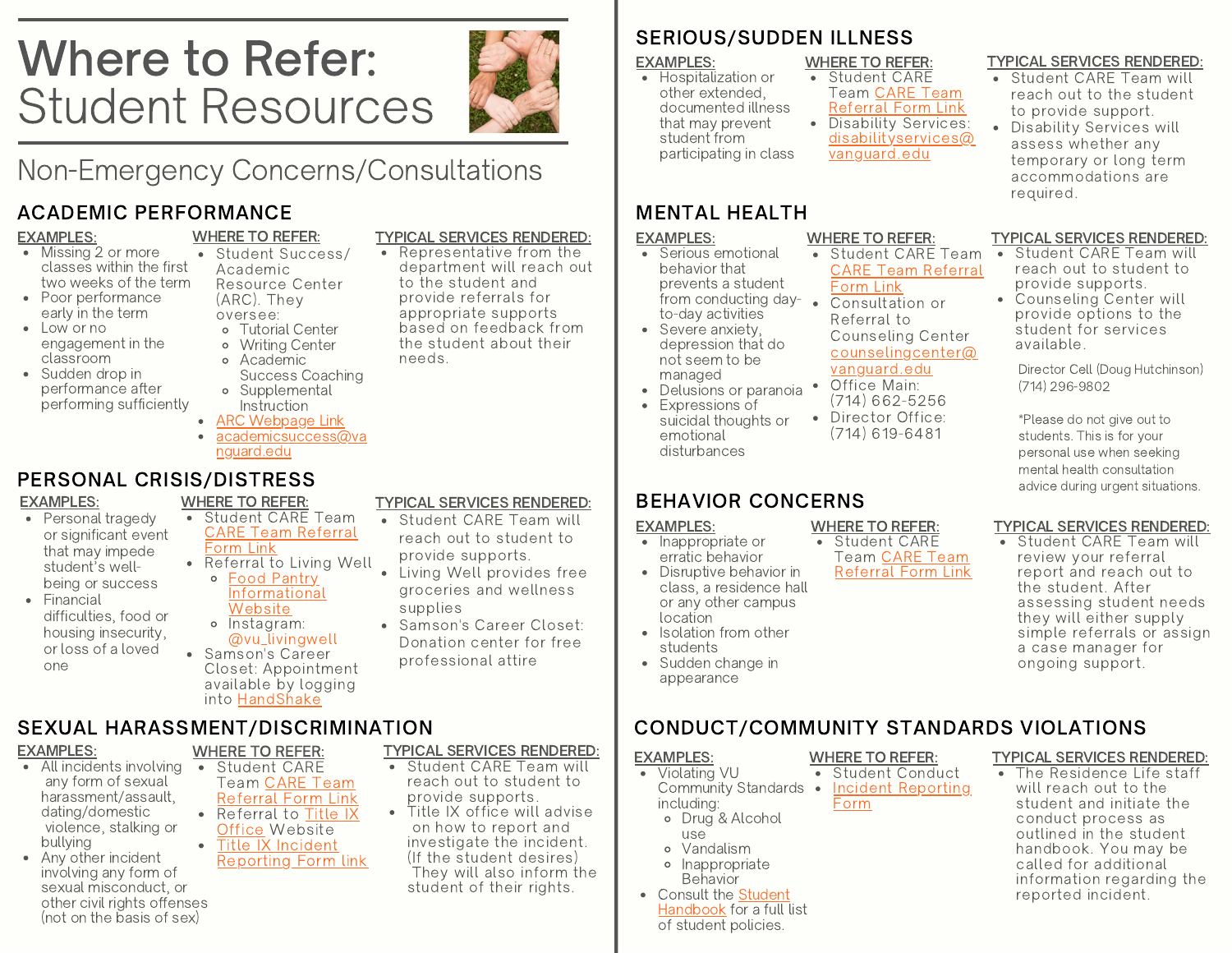# Where to Refer: Student Resources

## Non-Emergency Concerns/Consultations

### ACADEMIC PERFORMANCE

**EXAMPLES:**

- Missing 2 or more classes within the first two weeks of the term
- Poor performance early in the term
- Low or no engagement in the classroom
- Sudden drop in performance after performing sufficiently

**WHERE TO REFER:**

- Student Success/ Academic Resource Center (ARC). They oversee:
  - Tutorial Center
  - Writing Center
  - Academic Success Coaching
  - Supplemental Instruction
- ARC Webpage Link
- academicsuccess@vanguard.edu

**TYPICAL SERVICES RENDERED:**

- Representative from the department will reach out to the student and provide referrals for appropriate supports based on feedback from the student about their needs.

### PERSONAL CRISIS/DISTRESS

**EXAMPLES:**

- Personal tragedy or significant event that may impede student's well-being or success
- Financial difficulties, food or housing insecurity, or loss of a loved one

**WHERE TO REFER:**

- Student CARE Team CARE Team Referral Form Link
- Referral to Living Well
  - Food Pantry Informational Website
  - Instagram: @vu_livingwell
- Samson's Career Closet: Appointment available by logging into HandShake

**TYPICAL SERVICES RENDERED:**

- Student CARE Team will reach out to student to provide supports.
- Living Well provides free groceries and wellness supplies
- Samson's Career Closet: Donation center for free professional attire

### SEXUAL HARASSMENT/DISCRIMINATION

**EXAMPLES:**

- All incidents involving any form of sexual harassment/assault, dating/domestic violence, stalking or bullying
- Any other incident involving any form of sexual misconduct, or other civil rights offenses (not on the basis of sex)

**WHERE TO REFER:**

- Student CARE Team CARE Team Referral Form Link
- Referral to Title IX Office Website
- Title IX Incident Reporting Form link

**TYPICAL SERVICES RENDERED:**

- Student CARE Team will reach out to student to provide supports.
- Title IX office will advise on how to report and investigate the incident. (If the student desires) They will also inform the student of their rights.

### SERIOUS/SUDDEN ILLNESS

**EXAMPLES:**

- Hospitalization or other extended, documented illness that may prevent student from participating in class

**WHERE TO REFER:**

- Student CARE Team CARE Team Referral Form Link
- Disability Services: disabilityservices@vanguard.edu

**TYPICAL SERVICES RENDERED:**

- Student CARE Team will reach out to the student to provide support.
- Disability Services will assess whether any temporary or long term accommodations are required.

### MENTAL HEALTH

**EXAMPLES:**

- Serious emotional behavior that prevents a student from conducting day-to-day activities
- Severe anxiety, depression that do not seem to be managed
- Delusions or paranoia
- Expressions of suicidal thoughts or emotional disturbances

**WHERE TO REFER:**

- Student CARE Team CARE Team Referral Form Link
- Consultation or Referral to Counseling Center counselingcenter@vanguard.edu
- Office Main: (714) 662-5256
- Director Office: (714) 619-6481

**TYPICAL SERVICES RENDERED:**

- Student CARE Team will reach out to student to provide supports.
- Counseling Center will provide options to the student for services available.

Director Cell (Doug Hutchinson) (714) 296-9802

*Please do not give out to students. This is for your personal use when seeking mental health consultation advice during urgent situations.

### BEHAVIOR CONCERNS

**EXAMPLES:**

- Inappropriate or erratic behavior
- Disruptive behavior in class, a residence hall or any other campus location
- Isolation from other students
- Sudden change in appearance

**WHERE TO REFER:**

- Student CARE Team CARE Team Referral Form Link

**TYPICAL SERVICES RENDERED:**

- Student CARE Team will review your referral report and reach out to the student. After assessing student needs they will either supply simple referrals or assign a case manager for ongoing support.

### CONDUCT/COMMUNITY STANDARDS VIOLATIONS

**EXAMPLES:**

- Violating VU Community Standards including:
  - Drug & Alcohol use
  - Vandalism
  - Inappropriate Behavior
- Consult the Student Handbook for a full list of student policies.

**WHERE TO REFER:**

- Student Conduct
- Incident Reporting Form

**TYPICAL SERVICES RENDERED:**

- The Residence Life staff will reach out to the student and initiate the conduct process as outlined in the student handbook. You may be called for additional information regarding the reported incident.